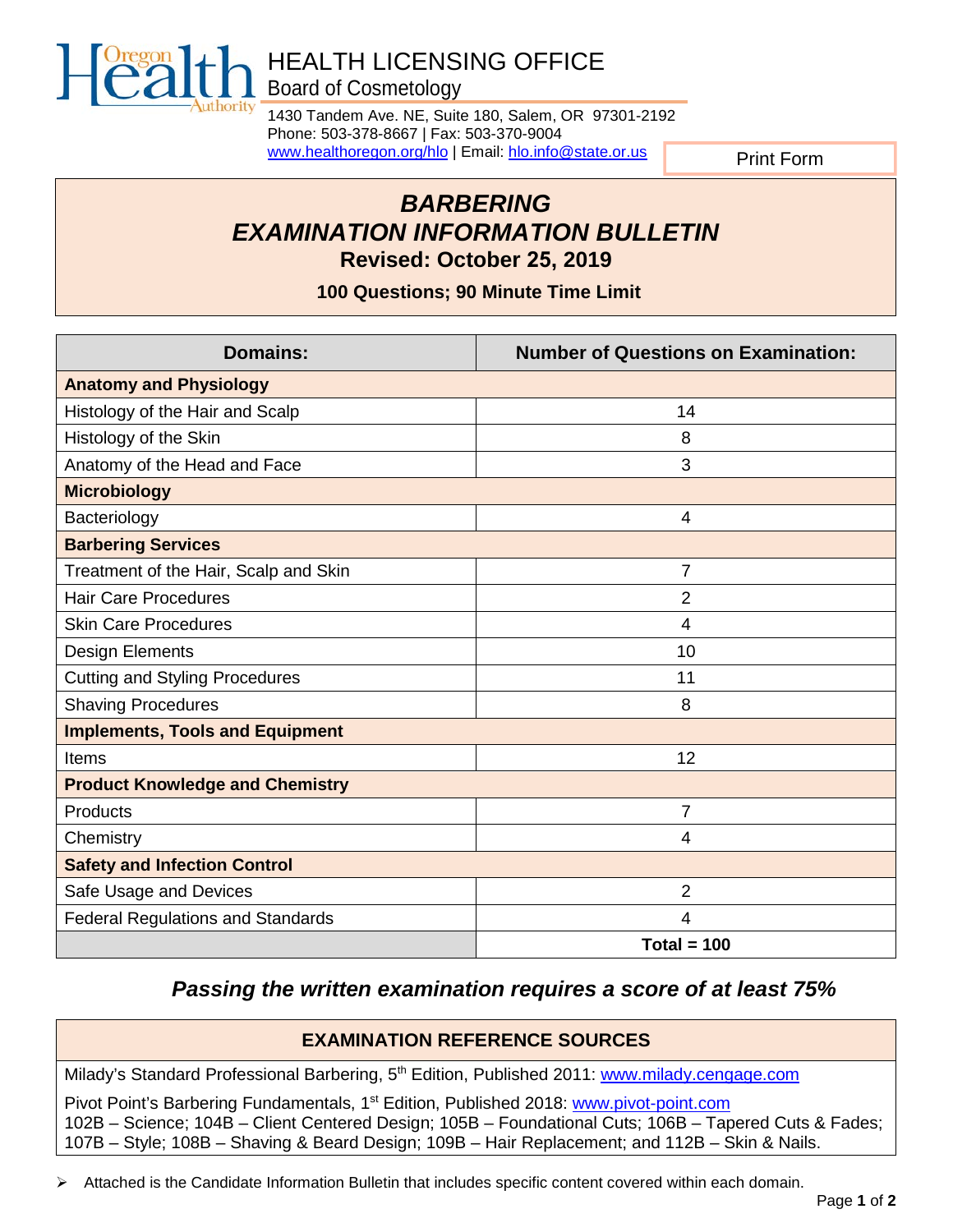# HEALTH LICENSING OFFICE

Board of Cosmetology

1430 Tandem Ave. NE, Suite 180, Salem, OR 97301-2192
Phone: 503-378-8667 | Fax: 503-370-9004
www.healthoregon.org/hlo | Email: hlo.info@state.or.us

Print Form

## *BARBERING EXAMINATION INFORMATION BULLETIN*

**Revised: October 25, 2019**

**100 Questions; 90 Minute Time Limit**

| Domains: | Number of Questions on Examination: |
|---|---|
| **Anatomy and Physiology** | |
| Histology of the Hair and Scalp | 14 |
| Histology of the Skin | 8 |
| Anatomy of the Head and Face | 3 |
| **Microbiology** | |
| Bacteriology | 4 |
| **Barbering Services** | |
| Treatment of the Hair, Scalp and Skin | 7 |
| Hair Care Procedures | 2 |
| Skin Care Procedures | 4 |
| Design Elements | 10 |
| Cutting and Styling Procedures | 11 |
| Shaving Procedures | 8 |
| **Implements, Tools and Equipment** | |
| Items | 12 |
| **Product Knowledge and Chemistry** | |
| Products | 7 |
| Chemistry | 4 |
| **Safety and Infection Control** | |
| Safe Usage and Devices | 2 |
| Federal Regulations and Standards | 4 |
| | **Total = 100** |

***Passing the written examination requires a score of at least 75%***

### EXAMINATION REFERENCE SOURCES

Milady's Standard Professional Barbering, 5th Edition, Published 2011: www.milady.cengage.com

Pivot Point's Barbering Fundamentals, 1st Edition, Published 2018: www.pivot-point.com
102B – Science; 104B – Client Centered Design; 105B – Foundational Cuts; 106B – Tapered Cuts & Fades; 107B – Style; 108B – Shaving & Beard Design; 109B – Hair Replacement; and 112B – Skin & Nails.

- Attached is the Candidate Information Bulletin that includes specific content covered within each domain.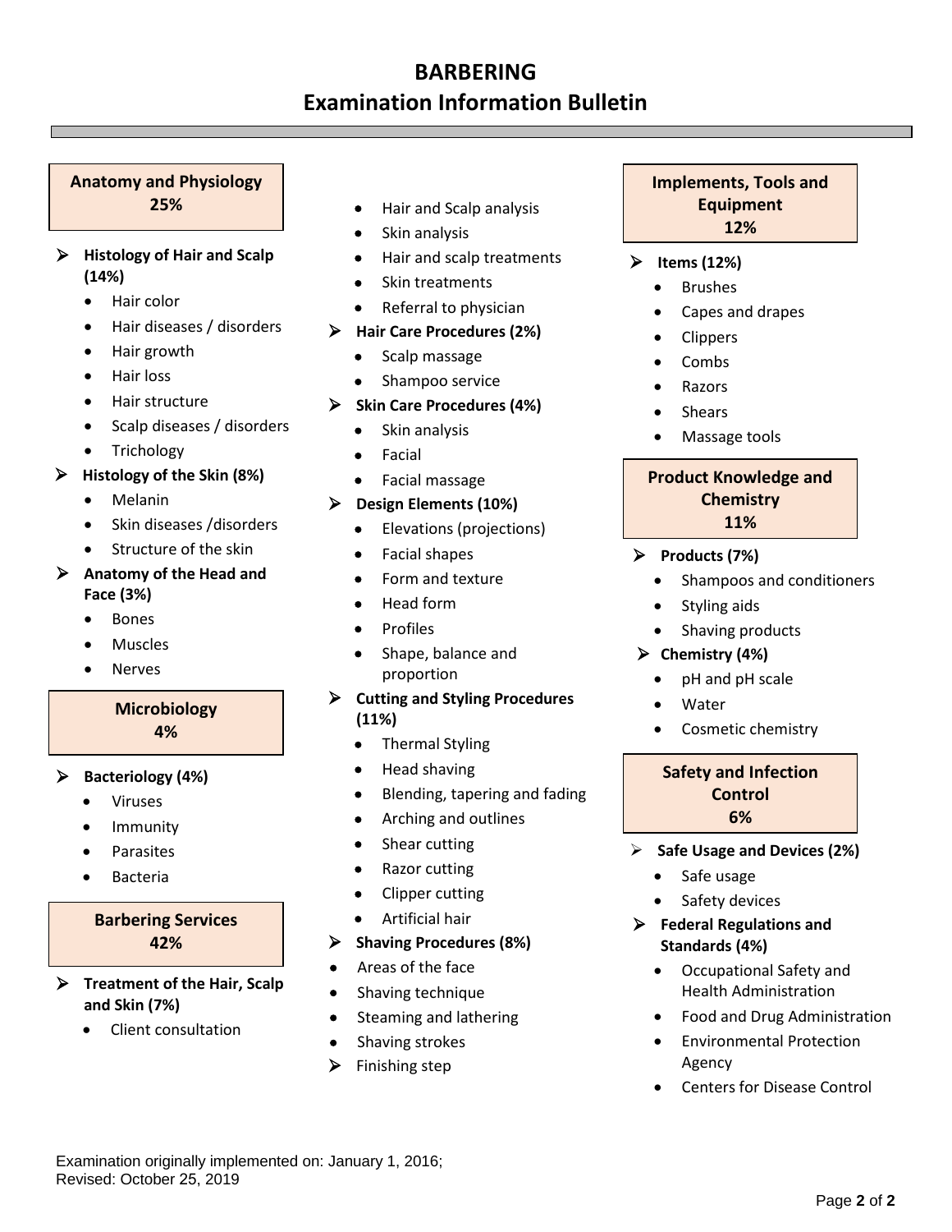# BARBERING
# Examination Information Bulletin

## Anatomy and Physiology 25%

- **Histology of Hair and Scalp (14%)**
  - Hair color
  - Hair diseases / disorders
  - Hair growth
  - Hair loss
  - Hair structure
  - Scalp diseases / disorders
  - Trichology
- **Histology of the Skin (8%)**
  - Melanin
  - Skin diseases /disorders
  - Structure of the skin
- **Anatomy of the Head and Face (3%)**
  - Bones
  - Muscles
  - Nerves

## Microbiology 4%

- **Bacteriology (4%)**
  - Viruses
  - Immunity
  - Parasites
  - Bacteria

## Barbering Services 42%

- **Treatment of the Hair, Scalp and Skin (7%)**
  - Client consultation
  - Hair and Scalp analysis
  - Skin analysis
  - Hair and scalp treatments
  - Skin treatments
  - Referral to physician
- **Hair Care Procedures (2%)**
  - Scalp massage
  - Shampoo service
- **Skin Care Procedures (4%)**
  - Skin analysis
  - Facial
  - Facial massage
- **Design Elements (10%)**
  - Elevations (projections)
  - Facial shapes
  - Form and texture
  - Head form
  - Profiles
  - Shape, balance and proportion
- **Cutting and Styling Procedures (11%)**
  - Thermal Styling
  - Head shaving
  - Blending, tapering and fading
  - Arching and outlines
  - Shear cutting
  - Razor cutting
  - Clipper cutting
  - Artificial hair
- **Shaving Procedures (8%)**
- Areas of the face
- Shaving technique
- Steaming and lathering
- Shaving strokes
- Finishing step

## Implements, Tools and Equipment 12%

- **Items (12%)**
  - Brushes
  - Capes and drapes
  - Clippers
  - Combs
  - Razors
  - Shears
  - Massage tools

## Product Knowledge and Chemistry 11%

- **Products (7%)**
  - Shampoos and conditioners
  - Styling aids
  - Shaving products
- **Chemistry (4%)**
  - pH and pH scale
  - Water
  - Cosmetic chemistry

## Safety and Infection Control 6%

- **Safe Usage and Devices (2%)**
  - Safe usage
  - Safety devices
- **Federal Regulations and Standards (4%)**
  - Occupational Safety and Health Administration
  - Food and Drug Administration
  - Environmental Protection Agency
  - Centers for Disease Control

Examination originally implemented on: January 1, 2016;
Revised: October 25, 2019